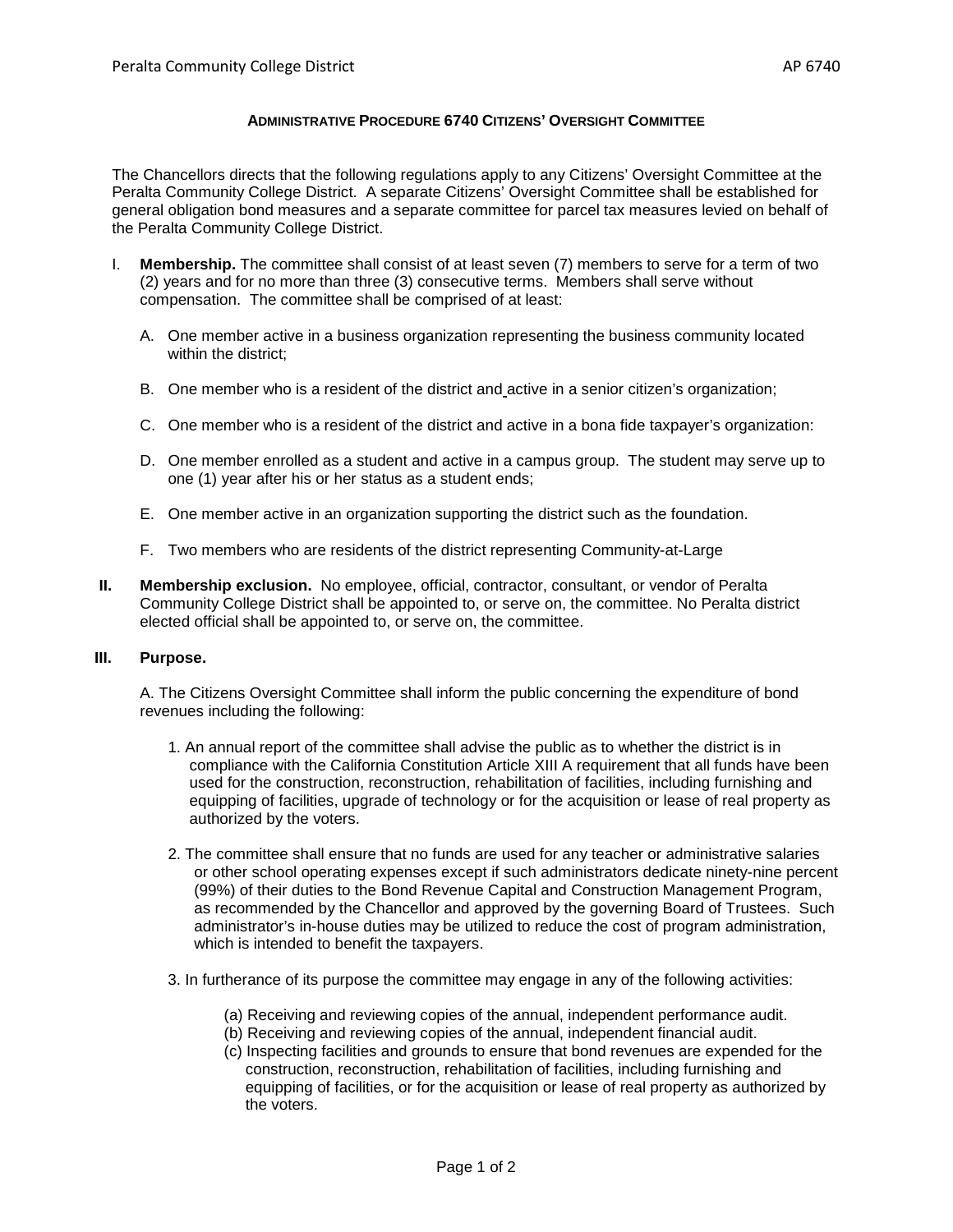## ADMINISTRATIVE PROCEDURE 6740 CITIZENS' OVERSIGHT COMMITTEE

The Chancellors directs that the following regulations apply to any Citizens' Oversight Committee at the Peralta Community College District. A separate Citizens' Oversight Committee shall be established for general obligation bond measures and a separate committee for parcel tax measures levied on behalf of the Peralta Community College District.

I. **Membership.** The committee shall consist of at least seven (7) members to serve for a term of two (2) years and for no more than three (3) consecutive terms. Members shall serve without compensation. The committee shall be comprised of at least:

   A. One member active in a business organization representing the business community located within the district;

   B. One member who is a resident of the district and active in a senior citizen's organization;

   C. One member who is a resident of the district and active in a bona fide taxpayer's organization:

   D. One member enrolled as a student and active in a campus group. The student may serve up to one (1) year after his or her status as a student ends;

   E. One member active in an organization supporting the district such as the foundation.

   F. Two members who are residents of the district representing Community-at-Large

**II. Membership exclusion.** No employee, official, contractor, consultant, or vendor of Peralta Community College District shall be appointed to, or serve on, the committee. No Peralta district elected official shall be appointed to, or serve on, the committee.

**III. Purpose.**

A. The Citizens Oversight Committee shall inform the public concerning the expenditure of bond revenues including the following:

1. An annual report of the committee shall advise the public as to whether the district is in compliance with the California Constitution Article XIII A requirement that all funds have been used for the construction, reconstruction, rehabilitation of facilities, including furnishing and equipping of facilities, upgrade of technology or for the acquisition or lease of real property as authorized by the voters.

2. The committee shall ensure that no funds are used for any teacher or administrative salaries or other school operating expenses except if such administrators dedicate ninety-nine percent (99%) of their duties to the Bond Revenue Capital and Construction Management Program, as recommended by the Chancellor and approved by the governing Board of Trustees. Such administrator's in-house duties may be utilized to reduce the cost of program administration, which is intended to benefit the taxpayers.

3. In furtherance of its purpose the committee may engage in any of the following activities:

   (a) Receiving and reviewing copies of the annual, independent performance audit.
   (b) Receiving and reviewing copies of the annual, independent financial audit.
   (c) Inspecting facilities and grounds to ensure that bond revenues are expended for the construction, reconstruction, rehabilitation of facilities, including furnishing and equipping of facilities, or for the acquisition or lease of real property as authorized by the voters.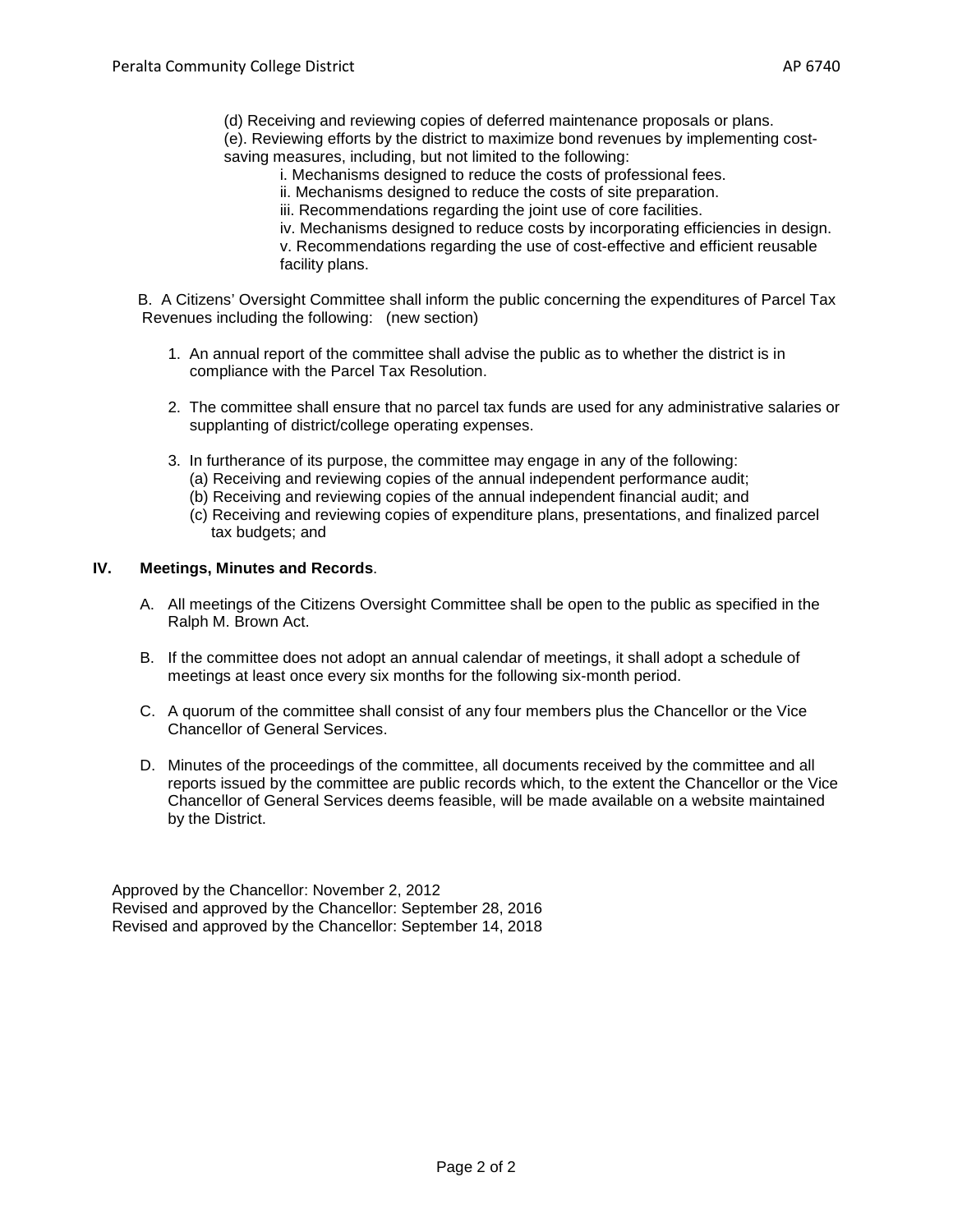(d) Receiving and reviewing copies of deferred maintenance proposals or plans.

(e). Reviewing efforts by the district to maximize bond revenues by implementing cost-saving measures, including, but not limited to the following:

i. Mechanisms designed to reduce the costs of professional fees.

ii. Mechanisms designed to reduce the costs of site preparation.

iii. Recommendations regarding the joint use of core facilities.

iv. Mechanisms designed to reduce costs by incorporating efficiencies in design.

v. Recommendations regarding the use of cost-effective and efficient reusable facility plans.

B. A Citizens' Oversight Committee shall inform the public concerning the expenditures of Parcel Tax Revenues including the following: (new section)

1. An annual report of the committee shall advise the public as to whether the district is in compliance with the Parcel Tax Resolution.

2. The committee shall ensure that no parcel tax funds are used for any administrative salaries or supplanting of district/college operating expenses.

3. In furtherance of its purpose, the committee may engage in any of the following:
   (a) Receiving and reviewing copies of the annual independent performance audit;
   (b) Receiving and reviewing copies of the annual independent financial audit; and
   (c) Receiving and reviewing copies of expenditure plans, presentations, and finalized parcel tax budgets; and

## IV. Meetings, Minutes and Records.

A. All meetings of the Citizens Oversight Committee shall be open to the public as specified in the Ralph M. Brown Act.

B. If the committee does not adopt an annual calendar of meetings, it shall adopt a schedule of meetings at least once every six months for the following six-month period.

C. A quorum of the committee shall consist of any four members plus the Chancellor or the Vice Chancellor of General Services.

D. Minutes of the proceedings of the committee, all documents received by the committee and all reports issued by the committee are public records which, to the extent the Chancellor or the Vice Chancellor of General Services deems feasible, will be made available on a website maintained by the District.

Approved by the Chancellor: November 2, 2012
Revised and approved by the Chancellor: September 28, 2016
Revised and approved by the Chancellor: September 14, 2018